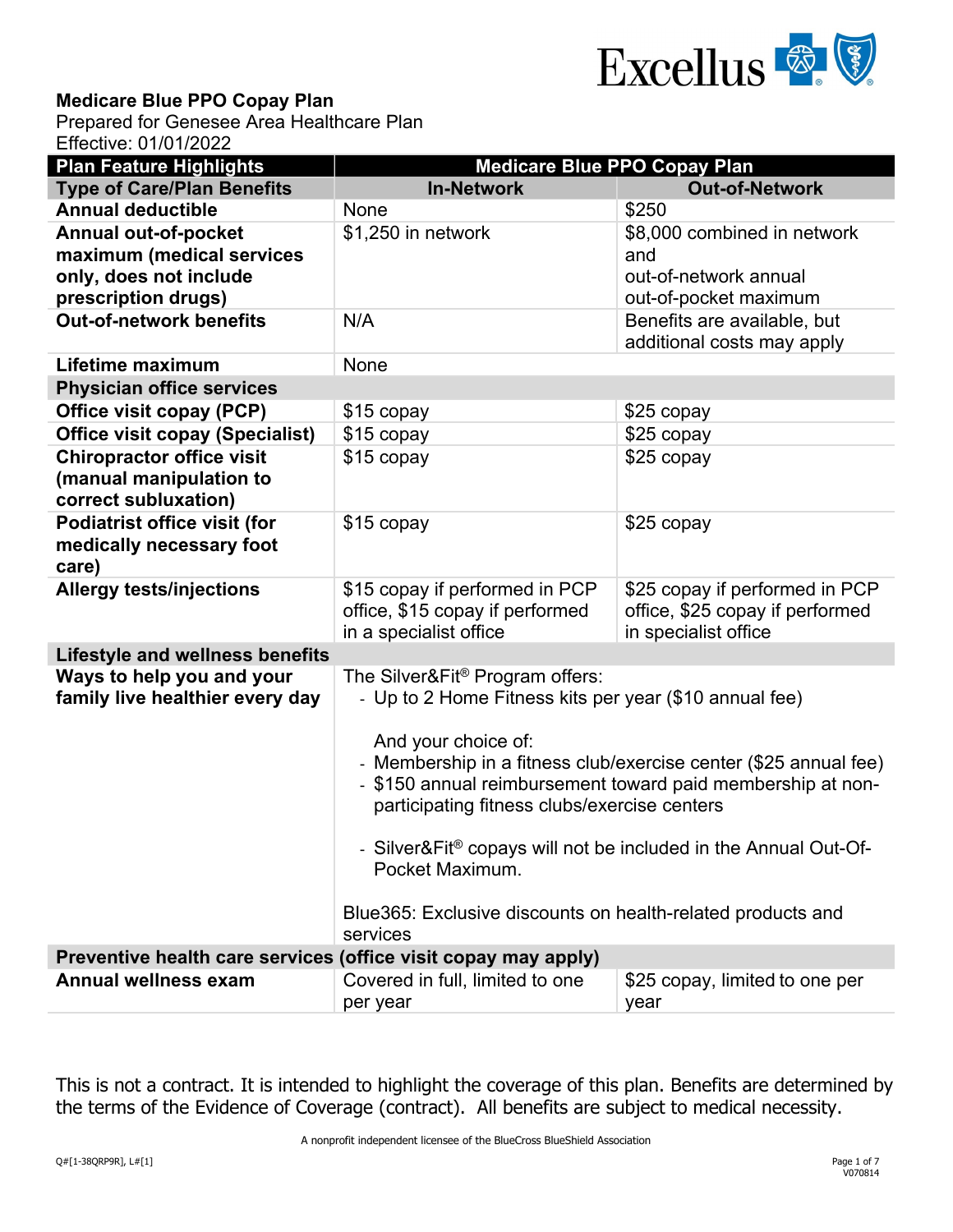**Medicare Blue PPO Copay Plan**

Prepared for Genesee Area Healthcare Plan

Effective: 01/01/2022

| Plan Feature Highlights | Medicare Blue PPO Copay Plan | |
|---|---|---|
| **Type of Care/Plan Benefits** | **In-Network** | **Out-of-Network** |
| **Annual deductible** | None | $250 |
| **Annual out-of-pocket maximum (medical services only, does not include prescription drugs)** | $1,250 in network | $8,000 combined in network and out-of-network annual out-of-pocket maximum |
| **Out-of-network benefits** | N/A | Benefits are available, but additional costs may apply |
| **Lifetime maximum** | None | |
| **Physician office services** | | |
| **Office visit copay (PCP)** | $15 copay | $25 copay |
| **Office visit copay (Specialist)** | $15 copay | $25 copay |
| **Chiropractor office visit (manual manipulation to correct subluxation)** | $15 copay | $25 copay |
| **Podiatrist office visit (for medically necessary foot care)** | $15 copay | $25 copay |
| **Allergy tests/injections** | $15 copay if performed in PCP office, $15 copay if performed in a specialist office | $25 copay if performed in PCP office, $25 copay if performed in specialist office |
| **Lifestyle and wellness benefits** | | |
| **Ways to help you and your family live healthier every day** | The Silver&Fit® Program offers:<br>- Up to 2 Home Fitness kits per year ($10 annual fee)<br><br>And your choice of:<br>- Membership in a fitness club/exercise center ($25 annual fee)<br>- $150 annual reimbursement toward paid membership at non-participating fitness clubs/exercise centers<br><br>- Silver&Fit® copays will not be included in the Annual Out-Of-Pocket Maximum.<br><br>Blue365: Exclusive discounts on health-related products and services | |
| **Preventive health care services (office visit copay may apply)** | | |
| **Annual wellness exam** | Covered in full, limited to one per year | $25 copay, limited to one per year |

This is not a contract. It is intended to highlight the coverage of this plan. Benefits are determined by the terms of the Evidence of Coverage (contract). All benefits are subject to medical necessity.

A nonprofit independent licensee of the BlueCross BlueShield Association

Q#[1-38QRP9R], L#[1]

V070814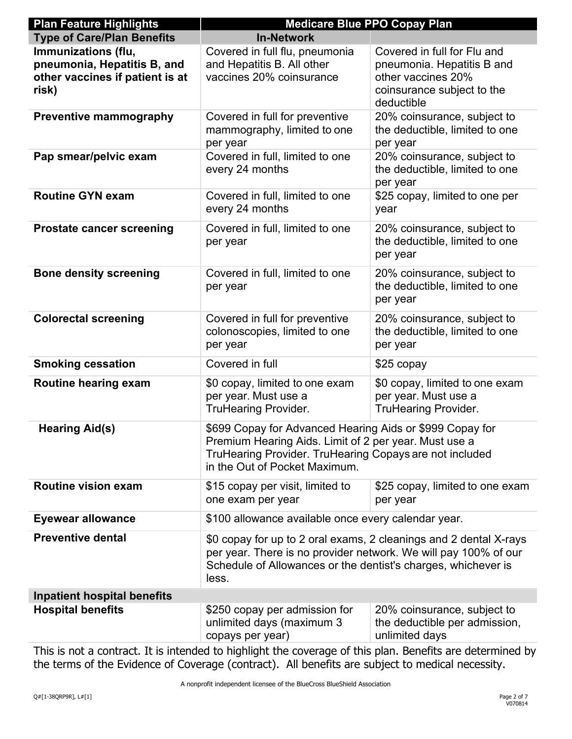| Plan Feature Highlights | Medicare Blue PPO Copay Plan | |
|---|---|---|
| **Type of Care/Plan Benefits** | **In-Network** | |
| **Immunizations (flu, pneumonia, Hepatitis B, and other vaccines if patient is at risk)** | Covered in full flu, pneumonia and Hepatitis B. All other vaccines 20% coinsurance | Covered in full for Flu and pneumonia. Hepatitis B and other vaccines 20% coinsurance subject to the deductible |
| **Preventive mammography** | Covered in full for preventive mammography, limited to one per year | 20% coinsurance, subject to the deductible, limited to one per year |
| **Pap smear/pelvic exam** | Covered in full, limited to one every 24 months | 20% coinsurance, subject to the deductible, limited to one per year |
| **Routine GYN exam** | Covered in full, limited to one every 24 months | $25 copay, limited to one per year |
| **Prostate cancer screening** | Covered in full, limited to one per year | 20% coinsurance, subject to the deductible, limited to one per year |
| **Bone density screening** | Covered in full, limited to one per year | 20% coinsurance, subject to the deductible, limited to one per year |
| **Colorectal screening** | Covered in full for preventive colonoscopies, limited to one per year | 20% coinsurance, subject to the deductible, limited to one per year |
| **Smoking cessation** | Covered in full | $25 copay |
| **Routine hearing exam** | $0 copay, limited to one exam per year. Must use a TruHearing Provider. | $0 copay, limited to one exam per year. Must use a TruHearing Provider. |
| **Hearing Aid(s)** | $699 Copay for Advanced Hearing Aids or $999 Copay for Premium Hearing Aids. Limit of 2 per year. Must use a TruHearing Provider. TruHearing Copays are not included in the Out of Pocket Maximum. | |
| **Routine vision exam** | $15 copay per visit, limited to one exam per year | $25 copay, limited to one exam per year |
| **Eyewear allowance** | $100 allowance available once every calendar year. | |
| **Preventive dental** | $0 copay for up to 2 oral exams, 2 cleanings and 2 dental X-rays per year. There is no provider network. We will pay 100% of our Schedule of Allowances or the dentist's charges, whichever is less. | |
| **Inpatient hospital benefits** | | |
| **Hospital benefits** | $250 copay per admission for unlimited days (maximum 3 copays per year) | 20% coinsurance, subject to the deductible per admission, unlimited days |

This is not a contract. It is intended to highlight the coverage of this plan. Benefits are determined by the terms of the Evidence of Coverage (contract). All benefits are subject to medical necessity.

A nonprofit independent licensee of the BlueCross BlueShield Association

Q#[1-38QRP9R], L#[1]

V070814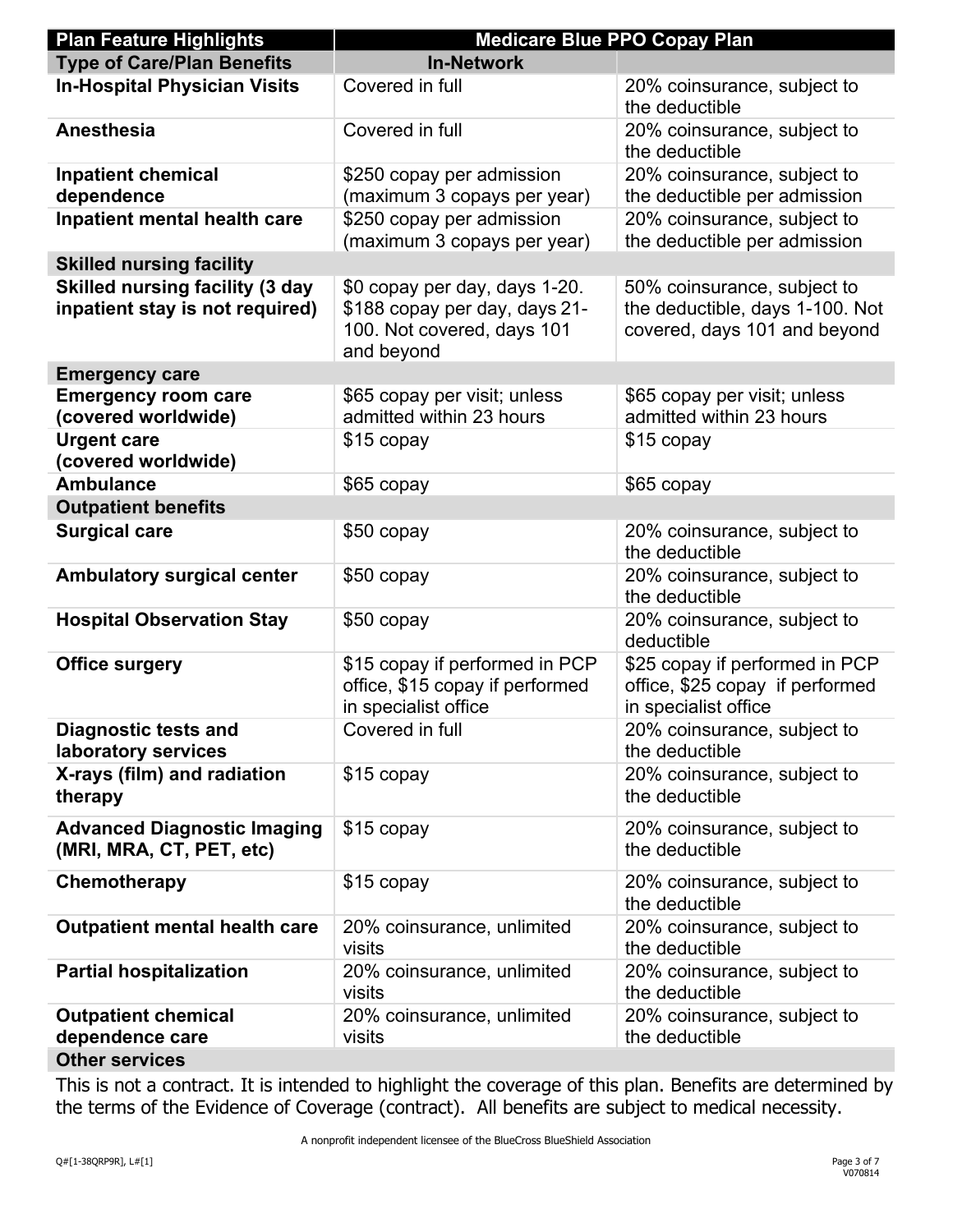| Plan Feature Highlights | Medicare Blue PPO Copay Plan | |
|---|---|---|
| **Type of Care/Plan Benefits** | **In-Network** | |
| **In-Hospital Physician Visits** | Covered in full | 20% coinsurance, subject to the deductible |
| **Anesthesia** | Covered in full | 20% coinsurance, subject to the deductible |
| **Inpatient chemical dependence** | $250 copay per admission (maximum 3 copays per year) | 20% coinsurance, subject to the deductible per admission |
| **Inpatient mental health care** | $250 copay per admission (maximum 3 copays per year) | 20% coinsurance, subject to the deductible per admission |
| **Skilled nursing facility** | | |
| **Skilled nursing facility (3 day inpatient stay is not required)** | $0 copay per day, days 1-20. $188 copay per day, days 21-100. Not covered, days 101 and beyond | 50% coinsurance, subject to the deductible, days 1-100. Not covered, days 101 and beyond |
| **Emergency care** | | |
| **Emergency room care (covered worldwide)** | $65 copay per visit; unless admitted within 23 hours | $65 copay per visit; unless admitted within 23 hours |
| **Urgent care (covered worldwide)** | $15 copay | $15 copay |
| **Ambulance** | $65 copay | $65 copay |
| **Outpatient benefits** | | |
| **Surgical care** | $50 copay | 20% coinsurance, subject to the deductible |
| **Ambulatory surgical center** | $50 copay | 20% coinsurance, subject to the deductible |
| **Hospital Observation Stay** | $50 copay | 20% coinsurance, subject to deductible |
| **Office surgery** | $15 copay if performed in PCP office, $15 copay if performed in specialist office | $25 copay if performed in PCP office, $25 copay if performed in specialist office |
| **Diagnostic tests and laboratory services** | Covered in full | 20% coinsurance, subject to the deductible |
| **X-rays (film) and radiation therapy** | $15 copay | 20% coinsurance, subject to the deductible |
| **Advanced Diagnostic Imaging (MRI, MRA, CT, PET, etc)** | $15 copay | 20% coinsurance, subject to the deductible |
| **Chemotherapy** | $15 copay | 20% coinsurance, subject to the deductible |
| **Outpatient mental health care** | 20% coinsurance, unlimited visits | 20% coinsurance, subject to the deductible |
| **Partial hospitalization** | 20% coinsurance, unlimited visits | 20% coinsurance, subject to the deductible |
| **Outpatient chemical dependence care** | 20% coinsurance, unlimited visits | 20% coinsurance, subject to the deductible |
| **Other services** | | |

This is not a contract. It is intended to highlight the coverage of this plan. Benefits are determined by the terms of the Evidence of Coverage (contract). All benefits are subject to medical necessity.

A nonprofit independent licensee of the BlueCross BlueShield Association

Q#[1-38QRP9R], L#[1]

V070814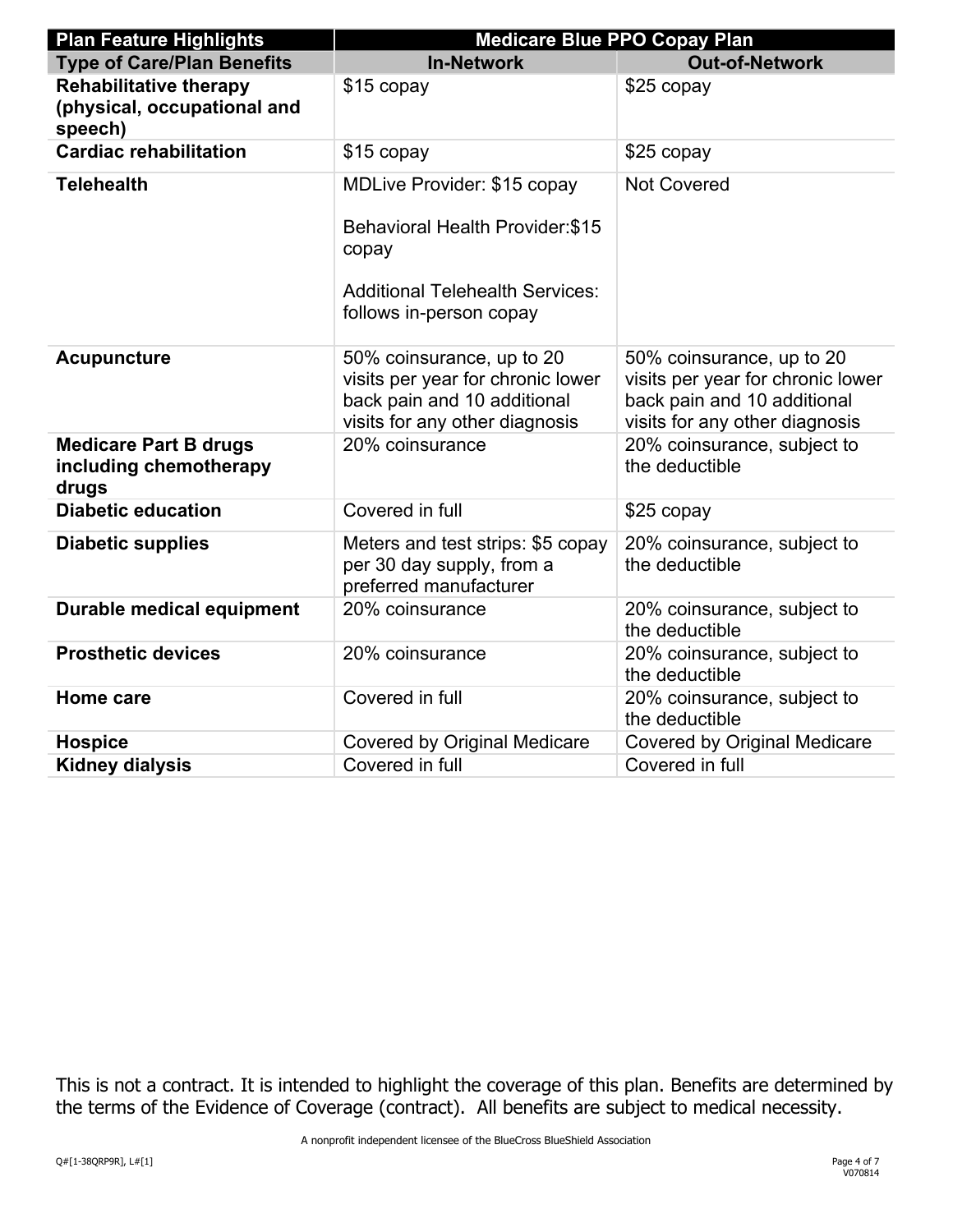| Plan Feature Highlights | Medicare Blue PPO Copay Plan | |
|---|---|---|
| **Type of Care/Plan Benefits** | **In-Network** | **Out-of-Network** |
| **Rehabilitative therapy (physical, occupational and speech)** | $15 copay | $25 copay |
| **Cardiac rehabilitation** | $15 copay | $25 copay |
| **Telehealth** | MDLive Provider: $15 copay<br><br>Behavioral Health Provider:$15 copay<br><br>Additional Telehealth Services: follows in-person copay | Not Covered |
| **Acupuncture** | 50% coinsurance, up to 20 visits per year for chronic lower back pain and 10 additional visits for any other diagnosis | 50% coinsurance, up to 20 visits per year for chronic lower back pain and 10 additional visits for any other diagnosis |
| **Medicare Part B drugs including chemotherapy drugs** | 20% coinsurance | 20% coinsurance, subject to the deductible |
| **Diabetic education** | Covered in full | $25 copay |
| **Diabetic supplies** | Meters and test strips: $5 copay per 30 day supply, from a preferred manufacturer | 20% coinsurance, subject to the deductible |
| **Durable medical equipment** | 20% coinsurance | 20% coinsurance, subject to the deductible |
| **Prosthetic devices** | 20% coinsurance | 20% coinsurance, subject to the deductible |
| **Home care** | Covered in full | 20% coinsurance, subject to the deductible |
| **Hospice** | Covered by Original Medicare | Covered by Original Medicare |
| **Kidney dialysis** | Covered in full | Covered in full |

This is not a contract. It is intended to highlight the coverage of this plan. Benefits are determined by the terms of the Evidence of Coverage (contract). All benefits are subject to medical necessity.

A nonprofit independent licensee of the BlueCross BlueShield Association

Q#[1-38QRP9R], L#[1]

V070814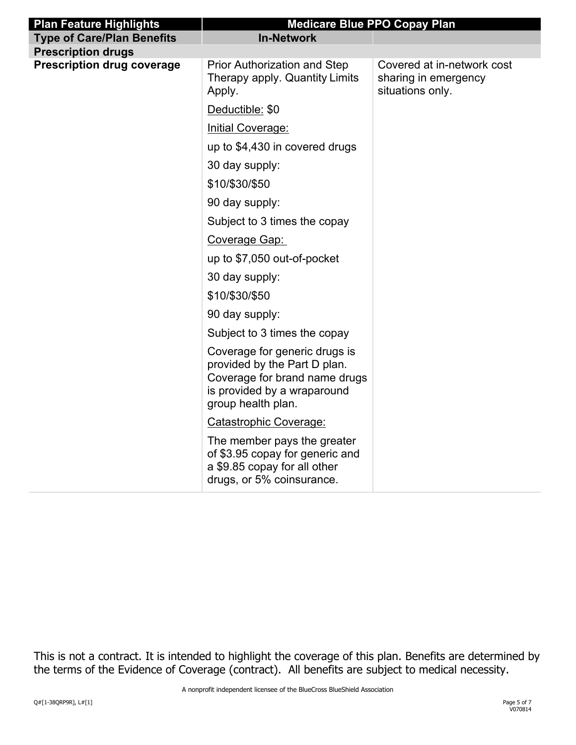| Plan Feature Highlights | Medicare Blue PPO Copay Plan | |
|---|---|---|
| **Type of Care/Plan Benefits** | **In-Network** | |
| **Prescription drugs** | | |
| **Prescription drug coverage** | Prior Authorization and Step Therapy apply. Quantity Limits Apply.<br><br>Deductible: $0<br><br>Initial Coverage:<br><br>up to $4,430 in covered drugs<br><br>30 day supply:<br><br>$10/$30/$50<br><br>90 day supply:<br><br>Subject to 3 times the copay<br><br>Coverage Gap:<br><br>up to $7,050 out-of-pocket<br><br>30 day supply:<br><br>$10/$30/$50<br><br>90 day supply:<br><br>Subject to 3 times the copay<br><br>Coverage for generic drugs is provided by the Part D plan. Coverage for brand name drugs is provided by a wraparound group health plan.<br><br>Catastrophic Coverage:<br><br>The member pays the greater of $3.95 copay for generic and a $9.85 copay for all other drugs, or 5% coinsurance. | Covered at in-network cost sharing in emergency situations only. |

This is not a contract. It is intended to highlight the coverage of this plan. Benefits are determined by the terms of the Evidence of Coverage (contract). All benefits are subject to medical necessity.

A nonprofit independent licensee of the BlueCross BlueShield Association

Q#[1-38QRP9R], L#[1]

V070814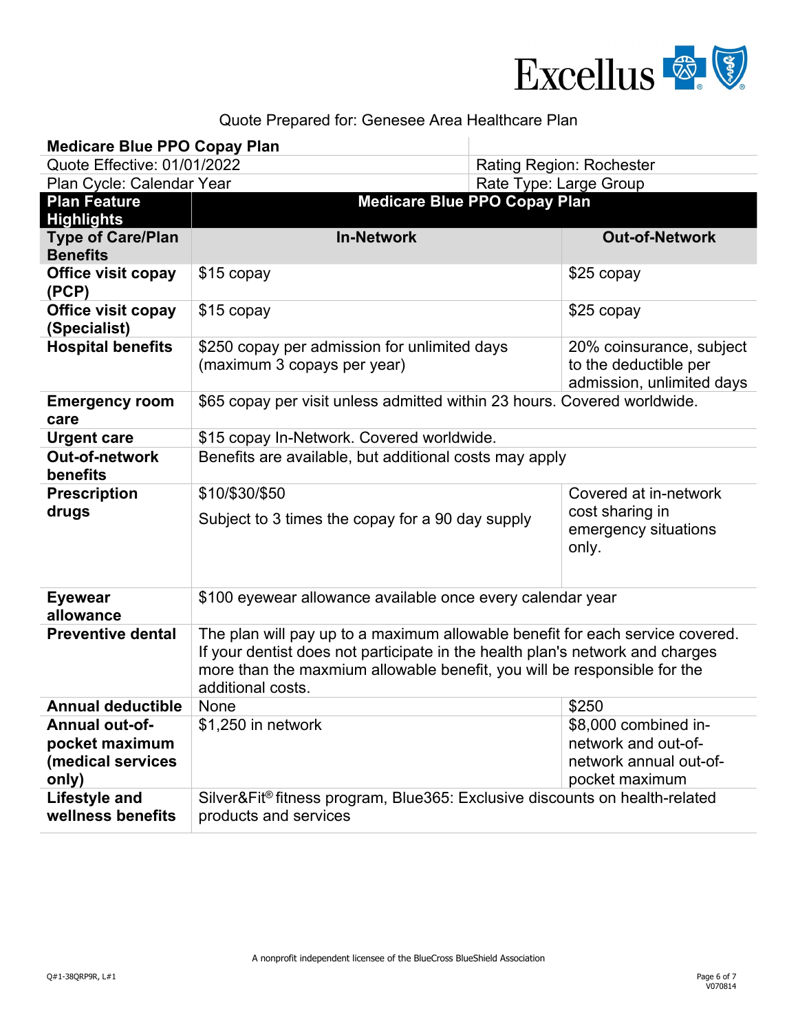Quote Prepared for: Genesee Area Healthcare Plan

| Medicare Blue PPO Copay Plan | |
|---|---|
| Quote Effective: 01/01/2022 | Rating Region: Rochester |
| Plan Cycle: Calendar Year | Rate Type: Large Group |

| Plan Feature Highlights | Medicare Blue PPO Copay Plan | |
|---|---|---|
| **Type of Care/Plan Benefits** | **In-Network** | **Out-of-Network** |
| **Office visit copay (PCP)** | $15 copay | $25 copay |
| **Office visit copay (Specialist)** | $15 copay | $25 copay |
| **Hospital benefits** | $250 copay per admission for unlimited days (maximum 3 copays per year) | 20% coinsurance, subject to the deductible per admission, unlimited days |
| **Emergency room care** | $65 copay per visit unless admitted within 23 hours. Covered worldwide. | |
| **Urgent care** | $15 copay In-Network. Covered worldwide. | |
| **Out-of-network benefits** | Benefits are available, but additional costs may apply | |
| **Prescription drugs** | $10/$30/$50<br>Subject to 3 times the copay for a 90 day supply | Covered at in-network cost sharing in emergency situations only. |
| **Eyewear allowance** | $100 eyewear allowance available once every calendar year | |
| **Preventive dental** | The plan will pay up to a maximum allowable benefit for each service covered. If your dentist does not participate in the health plan's network and charges more than the maxmium allowable benefit, you will be responsible for the additional costs. | |
| **Annual deductible** | None | $250 |
| **Annual out-of-pocket maximum (medical services only)** | $1,250 in network | $8,000 combined in-network and out-of-network annual out-of-pocket maximum |
| **Lifestyle and wellness benefits** | Silver&Fit® fitness program, Blue365: Exclusive discounts on health-related products and services | |

A nonprofit independent licensee of the BlueCross BlueShield Association

Q#1-38QRP9R, L#1